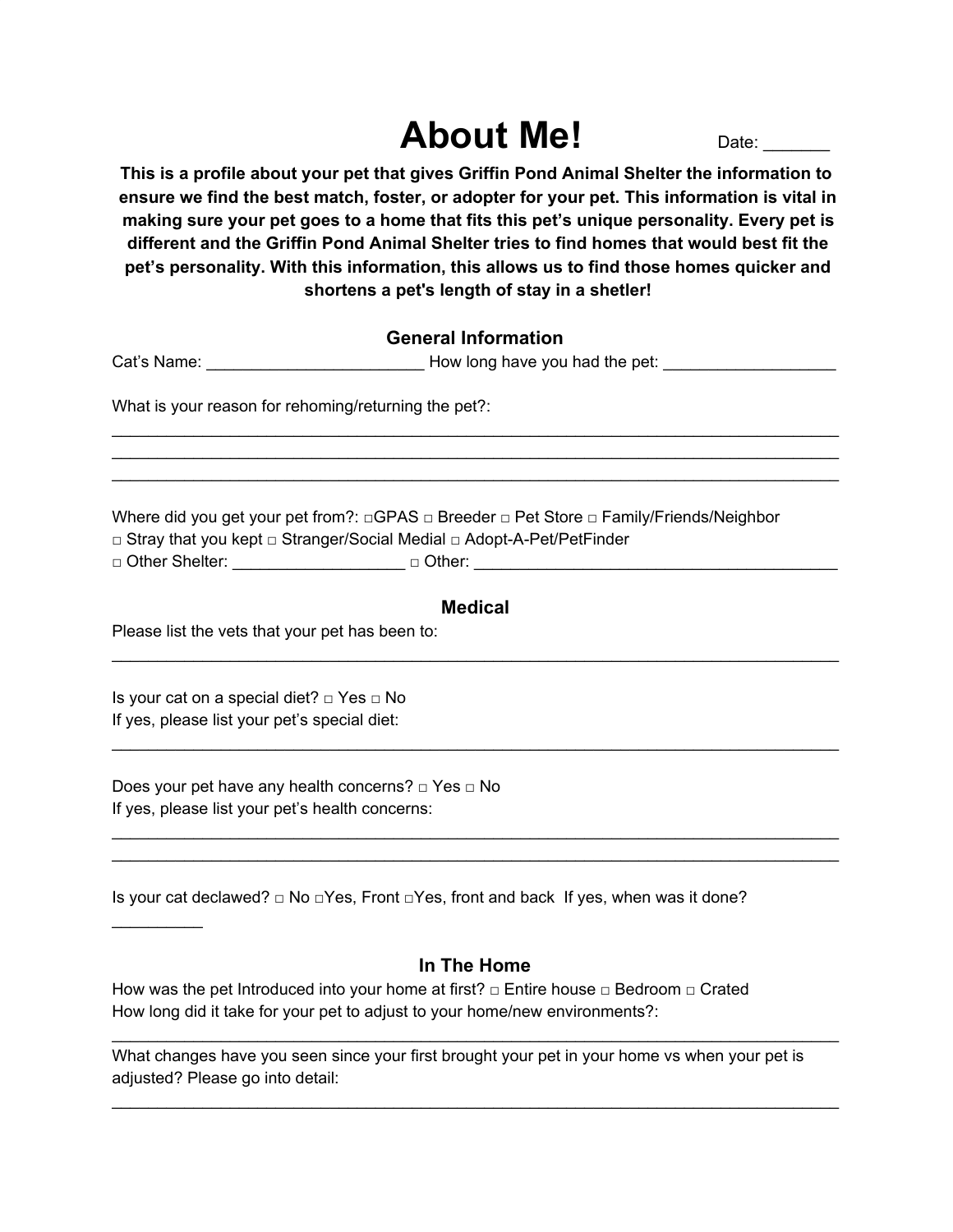# About Me!

Date: _______

**This is a profile about your pet that gives Griffin Pond Animal Shelter the information to ensure we find the best match, foster, or adopter for your pet. This information is vital in making sure your pet goes to a home that fits this pet's unique personality. Every pet is different and the Griffin Pond Animal Shelter tries to find homes that would best fit the pet's personality. With this information, this allows us to find those homes quicker and shortens a pet's length of stay in a shetler!**

## General Information

Cat's Name: ________________________ How long have you had the pet: ___________________

What is your reason for rehoming/returning the pet?:

________________________________________________________________________________

________________________________________________________________________________

________________________________________________________________________________

Where did you get your pet from?: □GPAS □ Breeder □ Pet Store □ Family/Friends/Neighbor
□ Stray that you kept □ Stranger/Social Medial □ Adopt-A-Pet/PetFinder
□ Other Shelter: ___________________ □ Other: _________________________________________

## Medical

Please list the vets that your pet has been to:

________________________________________________________________________________

Is your cat on a special diet? □ Yes □ No
If yes, please list your pet's special diet:

________________________________________________________________________________

Does your pet have any health concerns? □ Yes □ No
If yes, please list your pet's health concerns:

________________________________________________________________________________

________________________________________________________________________________

Is your cat declawed? □ No □Yes, Front □Yes, front and back If yes, when was it done?
__________

## In The Home

How was the pet Introduced into your home at first? □ Entire house □ Bedroom □ Crated
How long did it take for your pet to adjust to your home/new environments?:

________________________________________________________________________________

What changes have you seen since your first brought your pet in your home vs when your pet is adjusted? Please go into detail:

________________________________________________________________________________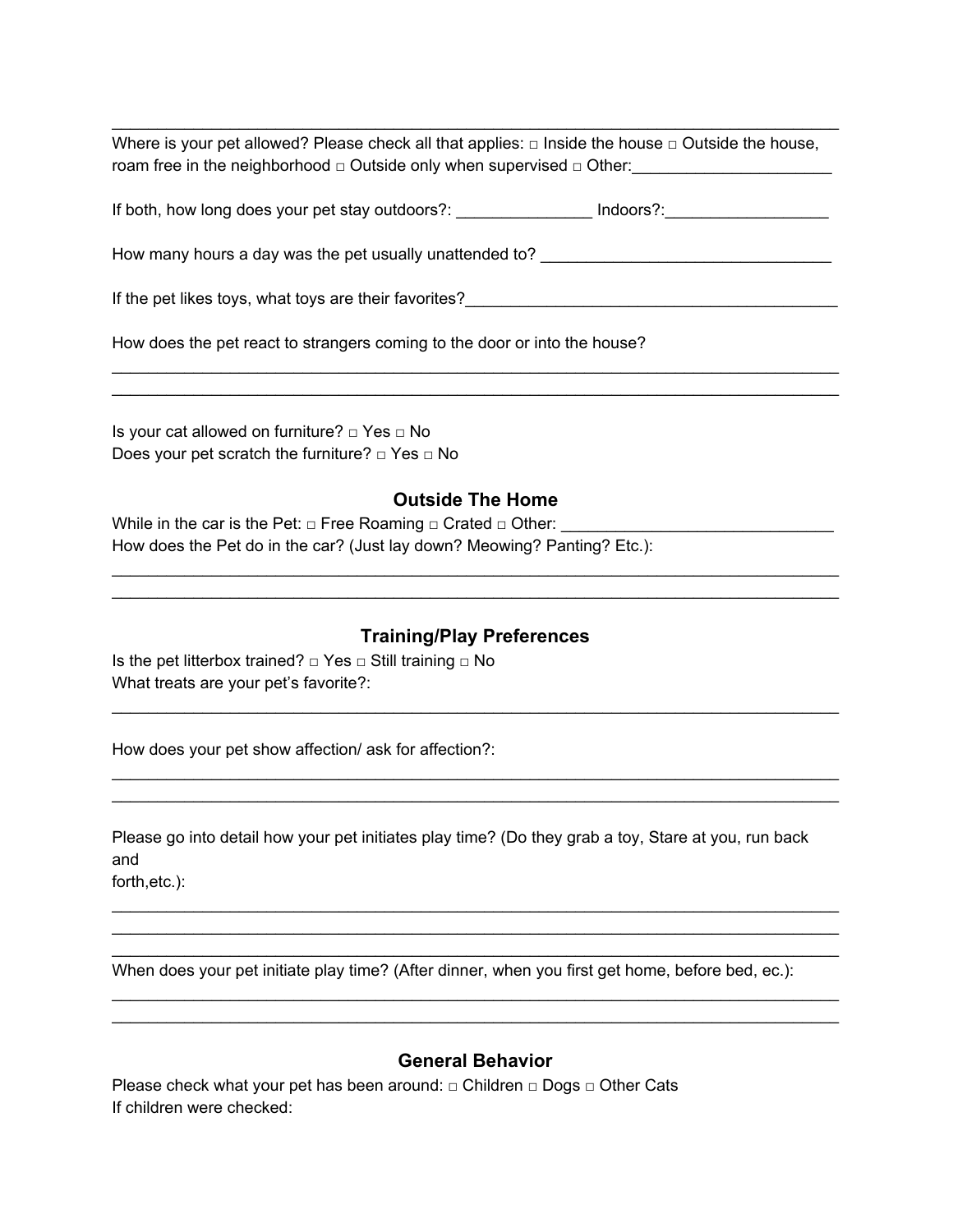______________________________________________________________________________

Where is your pet allowed? Please check all that applies: □ Inside the house □ Outside the house, roam free in the neighborhood □ Outside only when supervised □ Other:______________________

If both, how long does your pet stay outdoors?: _______________ Indoors?:__________________

How many hours a day was the pet usually unattended to? ________________________________

If the pet likes toys, what toys are their favorites?__________________________________________

How does the pet react to strangers coming to the door or into the house?

______________________________________________________________________________
______________________________________________________________________________

Is your cat allowed on furniture? □ Yes □ No
Does your pet scratch the furniture? □ Yes □ No

### Outside The Home

While in the car is the Pet: □ Free Roaming □ Crated □ Other: ______________________________
How does the Pet do in the car? (Just lay down? Meowing? Panting? Etc.):

______________________________________________________________________________
______________________________________________________________________________

### Training/Play Preferences

Is the pet litterbox trained? □ Yes □ Still training □ No
What treats are your pet's favorite?:

______________________________________________________________________________

How does your pet show affection/ ask for affection?:

______________________________________________________________________________
______________________________________________________________________________

Please go into detail how your pet initiates play time? (Do they grab a toy, Stare at you, run back and
forth,etc.):

______________________________________________________________________________
______________________________________________________________________________
______________________________________________________________________________

When does your pet initiate play time? (After dinner, when you first get home, before bed, ec.):

______________________________________________________________________________
______________________________________________________________________________

### General Behavior

Please check what your pet has been around: □ Children □ Dogs □ Other Cats
If children were checked: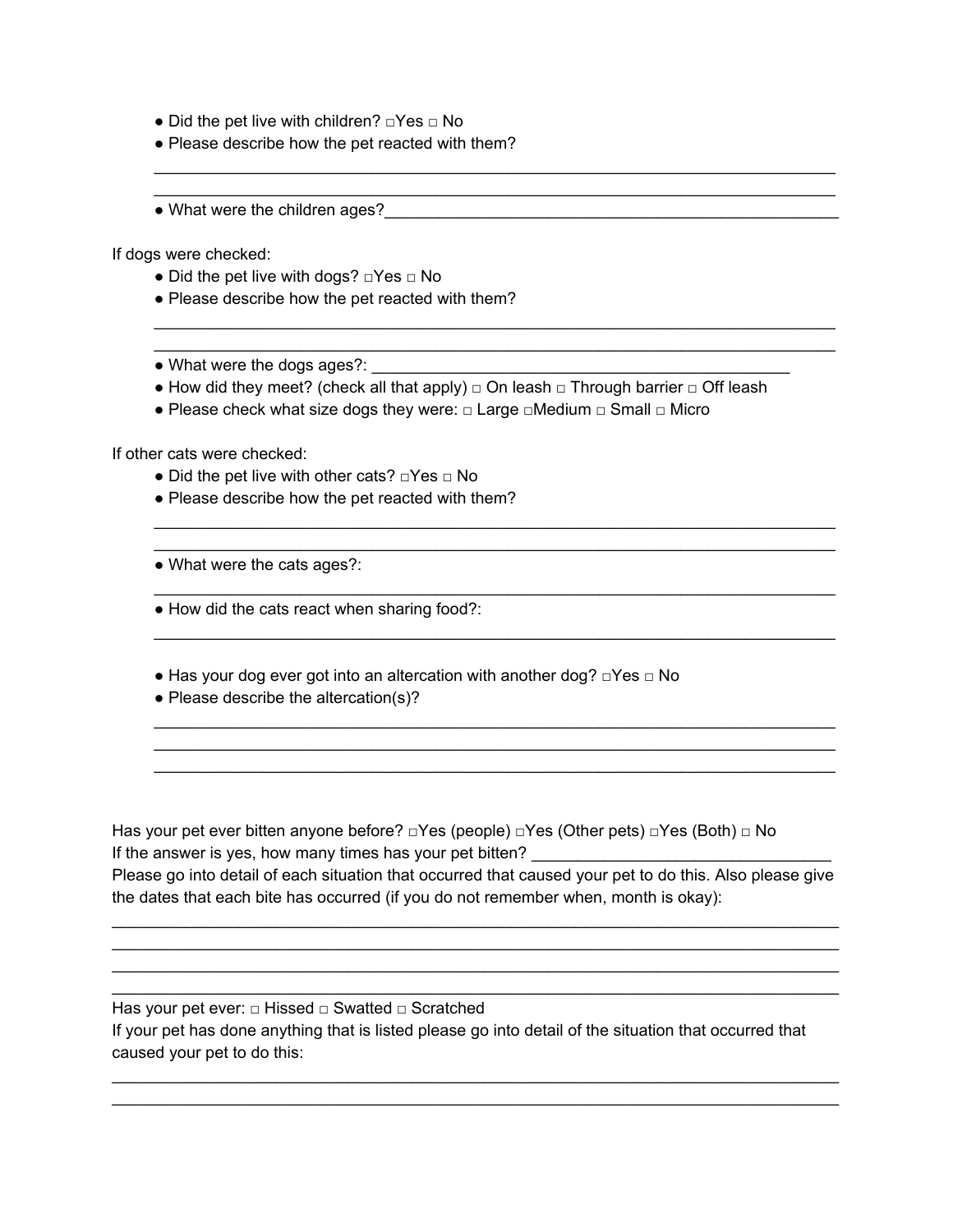- Did the pet live with children? □Yes □ No
- Please describe how the pet reacted with them?

______________________________________________________________________________
______________________________________________________________________________

- What were the children ages?____________________________________________________

If dogs were checked:

- Did the pet live with dogs? □Yes □ No
- Please describe how the pet reacted with them?

______________________________________________________________________________
______________________________________________________________________________

- What were the dogs ages?: _______________________________________________
- How did they meet? (check all that apply) □ On leash □ Through barrier □ Off leash
- Please check what size dogs they were: □ Large □Medium □ Small □ Micro

If other cats were checked:

- Did the pet live with other cats? □Yes □ No
- Please describe how the pet reacted with them?

______________________________________________________________________________
______________________________________________________________________________

- What were the cats ages?:

______________________________________________________________________________

- How did the cats react when sharing food?:

______________________________________________________________________________

- Has your dog ever got into an altercation with another dog? □Yes □ No
- Please describe the altercation(s)?

______________________________________________________________________________
______________________________________________________________________________
______________________________________________________________________________

Has your pet ever bitten anyone before? □Yes (people) □Yes (Other pets) □Yes (Both) □ No
If the answer is yes, how many times has your pet bitten? ________________________________
Please go into detail of each situation that occurred that caused your pet to do this. Also please give the dates that each bite has occurred (if you do not remember when, month is okay):

________________________________________________________________________________
________________________________________________________________________________
________________________________________________________________________________
________________________________________________________________________________

Has your pet ever: □ Hissed □ Swatted □ Scratched
If your pet has done anything that is listed please go into detail of the situation that occurred that caused your pet to do this:

________________________________________________________________________________
________________________________________________________________________________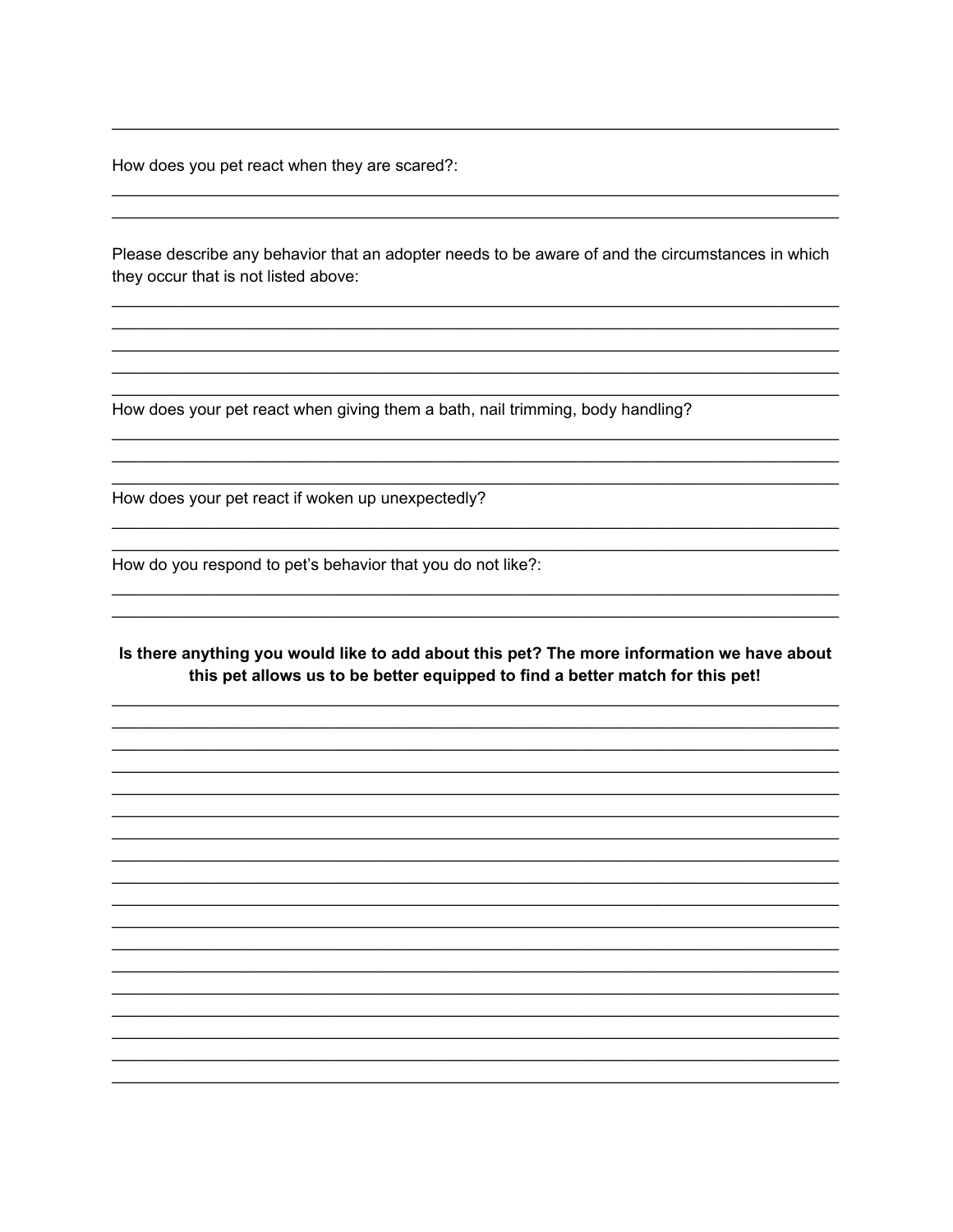How does you pet react when they are scared?:

Please describe any behavior that an adopter needs to be aware of and the circumstances in which they occur that is not listed above:

How does your pet react when giving them a bath, nail trimming, body handling?

How does your pet react if woken up unexpectedly?

How do you respond to pet's behavior that you do not like?:

**Is there anything you would like to add about this pet? The more information we have about this pet allows us to be better equipped to find a better match for this pet!**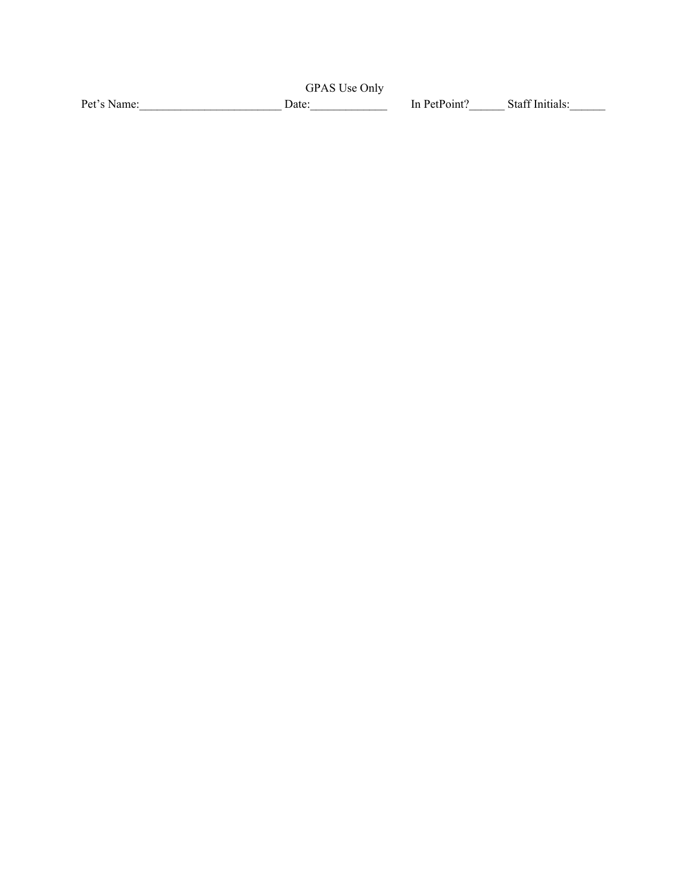GPAS Use Only

Pet's Name:________________________ Date:_____________ In PetPoint?______ Staff Initials:______